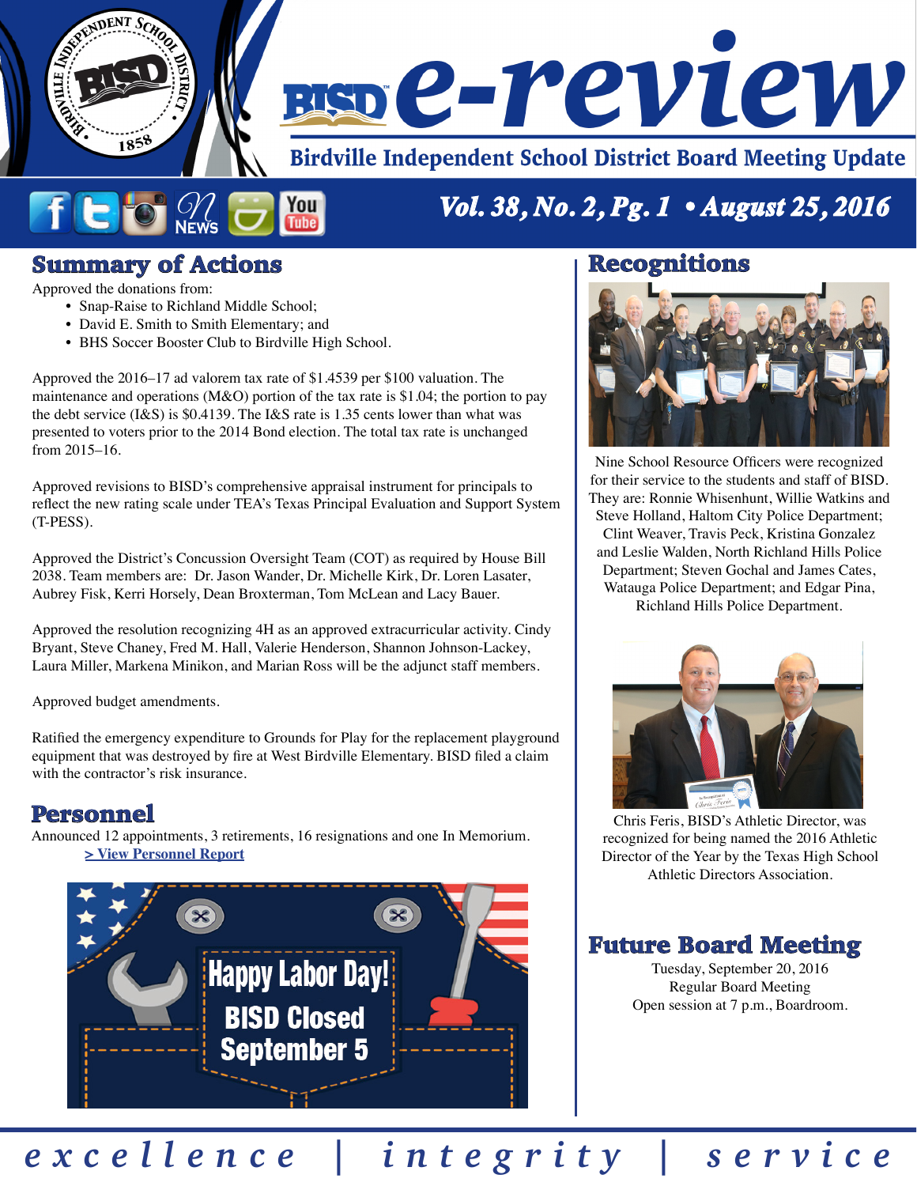# e-review

Birdville Independent School District Board Meeting Update

Vol. 38, No. 2, Pg. 1 • August 25, 2016

## Summary of Actions

Approved the donations from:

- Snap-Raise to Richland Middle School;
- David E. Smith to Smith Elementary; and
- BHS Soccer Booster Club to Birdville High School.

Approved the 2016–17 ad valorem tax rate of $1.4539 per $100 valuation. The maintenance and operations (M&O) portion of the tax rate is $1.04; the portion to pay the debt service (I&S) is $0.4139. The I&S rate is 1.35 cents lower than what was presented to voters prior to the 2014 Bond election. The total tax rate is unchanged from 2015–16.

Approved revisions to BISD's comprehensive appraisal instrument for principals to reflect the new rating scale under TEA's Texas Principal Evaluation and Support System (T-PESS).

Approved the District's Concussion Oversight Team (COT) as required by House Bill 2038. Team members are: Dr. Jason Wander, Dr. Michelle Kirk, Dr. Loren Lasater, Aubrey Fisk, Kerri Horsely, Dean Broxterman, Tom McLean and Lacy Bauer.

Approved the resolution recognizing 4H as an approved extracurricular activity. Cindy Bryant, Steve Chaney, Fred M. Hall, Valerie Henderson, Shannon Johnson-Lackey, Laura Miller, Markena Minikon, and Marian Ross will be the adjunct staff members.

Approved budget amendments.

Ratified the emergency expenditure to Grounds for Play for the replacement playground equipment that was destroyed by fire at West Birdville Elementary. BISD filed a claim with the contractor's risk insurance.

## Personnel

Announced 12 appointments, 3 retirements, 16 resignations and one In Memorium.

> View Personnel Report

Happy Labor Day! BISD Closed September 5

## Recognitions

Nine School Resource Officers were recognized for their service to the students and staff of BISD. They are: Ronnie Whisenhunt, Willie Watkins and Steve Holland, Haltom City Police Department; Clint Weaver, Travis Peck, Kristina Gonzalez and Leslie Walden, North Richland Hills Police Department; Steven Gochal and James Cates, Watauga Police Department; and Edgar Pina, Richland Hills Police Department.

Chris Feris, BISD's Athletic Director, was recognized for being named the 2016 Athletic Director of the Year by the Texas High School Athletic Directors Association.

## Future Board Meeting

Tuesday, September 20, 2016
Regular Board Meeting
Open session at 7 p.m., Boardroom.

*excellence | integrity | service*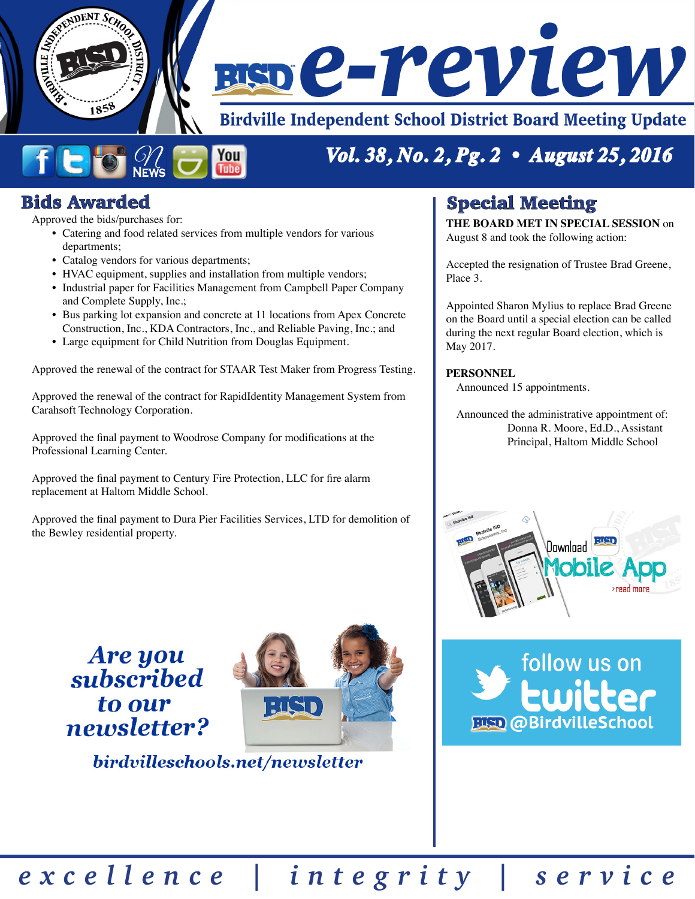## Bids Awarded

Approved the bids/purchases for:

- Catering and food related services from multiple vendors for various departments;
- Catalog vendors for various departments;
- HVAC equipment, supplies and installation from multiple vendors;
- Industrial paper for Facilities Management from Campbell Paper Company and Complete Supply, Inc.;
- Bus parking lot expansion and concrete at 11 locations from Apex Concrete Construction, Inc., KDA Contractors, Inc., and Reliable Paving, Inc.; and
- Large equipment for Child Nutrition from Douglas Equipment.

Approved the renewal of the contract for STAAR Test Maker from Progress Testing.

Approved the renewal of the contract for RapidIdentity Management System from Carahsoft Technology Corporation.

Approved the final payment to Woodrose Company for modifications at the Professional Learning Center.

Approved the final payment to Century Fire Protection, LLC for fire alarm replacement at Haltom Middle School.

Approved the final payment to Dura Pier Facilities Services, LTD for demolition of the Bewley residential property.

*Are you subscribed to our newsletter?*

*birdvilleschools.net/newsletter*

## Special Meeting

**THE BOARD MET IN SPECIAL SESSION** on August 8 and took the following action:

Accepted the resignation of Trustee Brad Greene, Place 3.

Appointed Sharon Mylius to replace Brad Greene on the Board until a special election can be called during the next regular Board election, which is May 2017.

**PERSONNEL**

Announced 15 appointments.

Announced the administrative appointment of:
Donna R. Moore, Ed.D., Assistant Principal, Haltom Middle School

Download BISD Mobile App
>read more

follow us on twitter
BISD @BirdvilleSchool

*excellence | integrity | service*